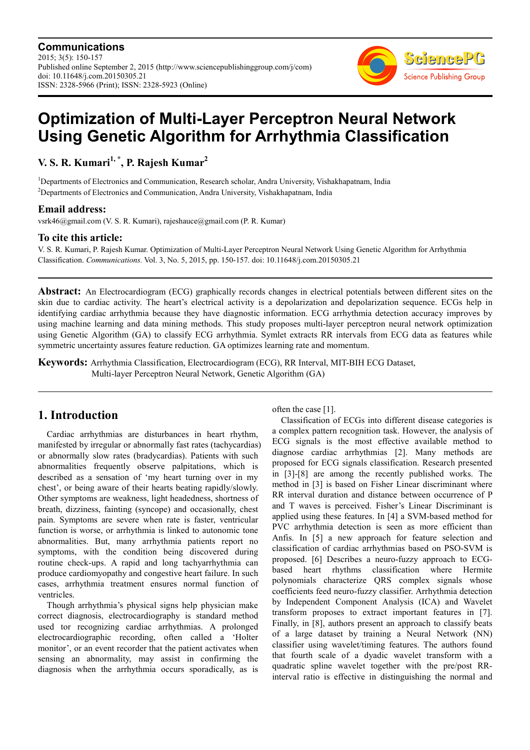**Communications**
2015; 3(5): 150-157
Published online September 2, 2015 (http://www.sciencepublishinggroup.com/j/com)
doi: 10.11648/j.com.20150305.21
ISSN: 2328-5966 (Print); ISSN: 2328-5923 (Online)

# Optimization of Multi-Layer Perceptron Neural Network Using Genetic Algorithm for Arrhythmia Classification

**V. S. R. Kumari[1, *], P. Rajesh Kumar[2]**

[1]Departments of Electronics and Communication, Research scholar, Andra University, Vishakhapatnam, India
[2]Departments of Electronics and Communication, Andra University, Vishakhapatnam, India

## Email address:

vsrk46@gmail.com (V. S. R. Kumari), rajeshauce@gmail.com (P. R. Kumar)

## To cite this article:

V. S. R. Kumari, P. Rajesh Kumar. Optimization of Multi-Layer Perceptron Neural Network Using Genetic Algorithm for Arrhythmia Classification. *Communications.* Vol. 3, No. 5, 2015, pp. 150-157. doi: 10.11648/j.com.20150305.21

**Abstract:** An Electrocardiogram (ECG) graphically records changes in electrical potentials between different sites on the skin due to cardiac activity. The heart's electrical activity is a depolarization and depolarization sequence. ECGs help in identifying cardiac arrhythmia because they have diagnostic information. ECG arrhythmia detection accuracy improves by using machine learning and data mining methods. This study proposes multi-layer perceptron neural network optimization using Genetic Algorithm (GA) to classify ECG arrhythmia. Symlet extracts RR intervals from ECG data as features while symmetric uncertainty assures feature reduction. GA optimizes learning rate and momentum.

**Keywords:** Arrhythmia Classification, Electrocardiogram (ECG), RR Interval, MIT-BIH ECG Dataset, Multi-layer Perceptron Neural Network, Genetic Algorithm (GA)

## 1. Introduction

Cardiac arrhythmias are disturbances in heart rhythm, manifested by irregular or abnormally fast rates (tachycardias) or abnormally slow rates (bradycardias). Patients with such abnormalities frequently observe palpitations, which is described as a sensation of 'my heart turning over in my chest', or being aware of their hearts beating rapidly/slowly. Other symptoms are weakness, light headedness, shortness of breath, dizziness, fainting (syncope) and occasionally, chest pain. Symptoms are severe when rate is faster, ventricular function is worse, or arrhythmia is linked to autonomic tone abnormalities. But, many arrhythmia patients report no symptoms, with the condition being discovered during routine check-ups. A rapid and long tachyarrhythmia can produce cardiomyopathy and congestive heart failure. In such cases, arrhythmia treatment ensures normal function of ventricles.

Though arrhythmia's physical signs help physician make correct diagnosis, electrocardiography is standard method used tor recognizing cardiac arrhythmias. A prolonged electrocardiographic recording, often called a 'Holter monitor', or an event recorder that the patient activates when sensing an abnormality, may assist in confirming the diagnosis when the arrhythmia occurs sporadically, as is often the case [1].

Classification of ECGs into different disease categories is a complex pattern recognition task. However, the analysis of ECG signals is the most effective available method to diagnose cardiac arrhythmias [2]. Many methods are proposed for ECG signals classification. Research presented in [3]-[8] are among the recently published works. The method in [3] is based on Fisher Linear discriminant where RR interval duration and distance between occurrence of P and T waves is perceived. Fisher's Linear Discriminant is applied using these features. In [4] a SVM-based method for PVC arrhythmia detection is seen as more efficient than Anfis. In [5] a new approach for feature selection and classification of cardiac arrhythmias based on PSO-SVM is proposed. [6] Describes a neuro-fuzzy approach to ECG-based heart rhythms classification where Hermite polynomials characterize QRS complex signals whose coefficients feed neuro-fuzzy classifier. Arrhythmia detection by Independent Component Analysis (ICA) and Wavelet transform proposes to extract important features in [7]. Finally, in [8], authors present an approach to classify beats of a large dataset by training a Neural Network (NN) classifier using wavelet/timing features. The authors found that fourth scale of a dyadic wavelet transform with a quadratic spline wavelet together with the pre/post RR-interval ratio is effective in distinguishing the normal and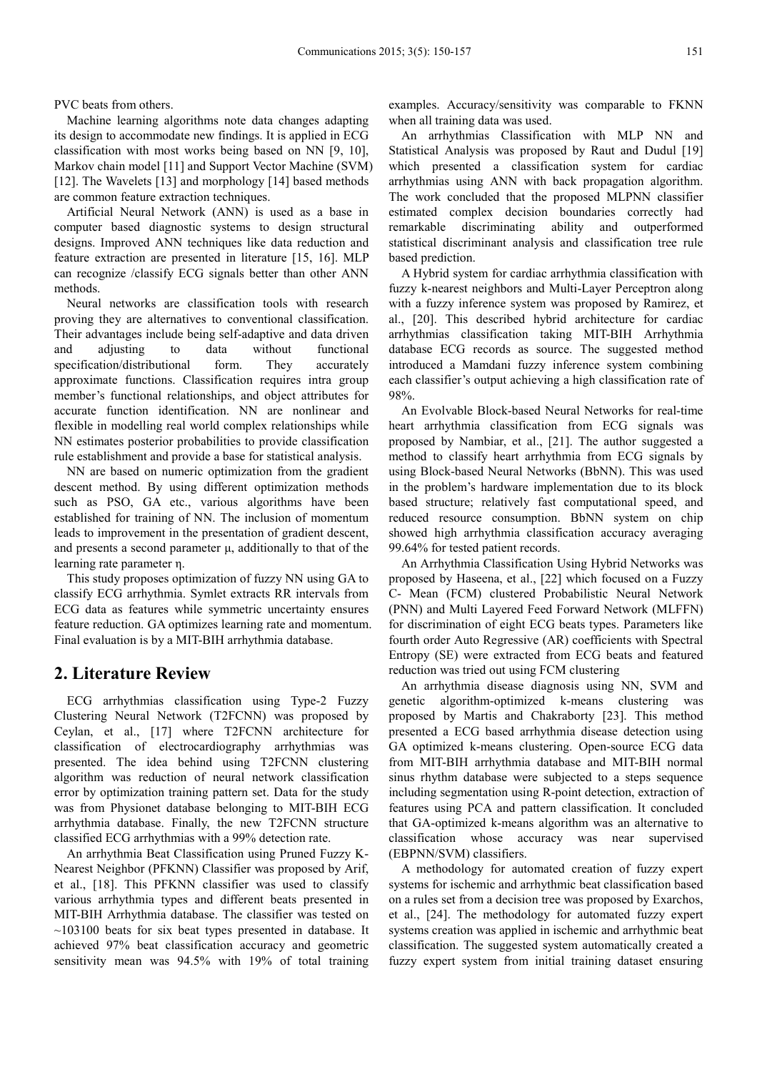PVC beats from others.

Machine learning algorithms note data changes adapting its design to accommodate new findings. It is applied in ECG classification with most works being based on NN [9, 10], Markov chain model [11] and Support Vector Machine (SVM) [12]. The Wavelets [13] and morphology [14] based methods are common feature extraction techniques.

Artificial Neural Network (ANN) is used as a base in computer based diagnostic systems to design structural designs. Improved ANN techniques like data reduction and feature extraction are presented in literature [15, 16]. MLP can recognize /classify ECG signals better than other ANN methods.

Neural networks are classification tools with research proving they are alternatives to conventional classification. Their advantages include being self-adaptive and data driven and adjusting to data without functional specification/distributional form. They accurately approximate functions. Classification requires intra group member's functional relationships, and object attributes for accurate function identification. NN are nonlinear and flexible in modelling real world complex relationships while NN estimates posterior probabilities to provide classification rule establishment and provide a base for statistical analysis.

NN are based on numeric optimization from the gradient descent method. By using different optimization methods such as PSO, GA etc., various algorithms have been established for training of NN. The inclusion of momentum leads to improvement in the presentation of gradient descent, and presents a second parameter μ, additionally to that of the learning rate parameter η.

This study proposes optimization of fuzzy NN using GA to classify ECG arrhythmia. Symlet extracts RR intervals from ECG data as features while symmetric uncertainty ensures feature reduction. GA optimizes learning rate and momentum. Final evaluation is by a MIT-BIH arrhythmia database.

## 2. Literature Review

ECG arrhythmias classification using Type-2 Fuzzy Clustering Neural Network (T2FCNN) was proposed by Ceylan, et al., [17] where T2FCNN architecture for classification of electrocardiography arrhythmias was presented. The idea behind using T2FCNN clustering algorithm was reduction of neural network classification error by optimization training pattern set. Data for the study was from Physionet database belonging to MIT-BIH ECG arrhythmia database. Finally, the new T2FCNN structure classified ECG arrhythmias with a 99% detection rate.

An arrhythmia Beat Classification using Pruned Fuzzy K-Nearest Neighbor (PFKNN) Classifier was proposed by Arif, et al., [18]. This PFKNN classifier was used to classify various arrhythmia types and different beats presented in MIT-BIH Arrhythmia database. The classifier was tested on ~103100 beats for six beat types presented in database. It achieved 97% beat classification accuracy and geometric sensitivity mean was 94.5% with 19% of total training examples. Accuracy/sensitivity was comparable to FKNN when all training data was used.

An arrhythmias Classification with MLP NN and Statistical Analysis was proposed by Raut and Dudul [19] which presented a classification system for cardiac arrhythmias using ANN with back propagation algorithm. The work concluded that the proposed MLPNN classifier estimated complex decision boundaries correctly had remarkable discriminating ability and outperformed statistical discriminant analysis and classification tree rule based prediction.

A Hybrid system for cardiac arrhythmia classification with fuzzy k-nearest neighbors and Multi-Layer Perceptron along with a fuzzy inference system was proposed by Ramirez, et al., [20]. This described hybrid architecture for cardiac arrhythmias classification taking MIT-BIH Arrhythmia database ECG records as source. The suggested method introduced a Mamdani fuzzy inference system combining each classifier's output achieving a high classification rate of 98%.

An Evolvable Block-based Neural Networks for real-time heart arrhythmia classification from ECG signals was proposed by Nambiar, et al., [21]. The author suggested a method to classify heart arrhythmia from ECG signals by using Block-based Neural Networks (BbNN). This was used in the problem's hardware implementation due to its block based structure; relatively fast computational speed, and reduced resource consumption. BbNN system on chip showed high arrhythmia classification accuracy averaging 99.64% for tested patient records.

An Arrhythmia Classification Using Hybrid Networks was proposed by Haseena, et al., [22] which focused on a Fuzzy C- Mean (FCM) clustered Probabilistic Neural Network (PNN) and Multi Layered Feed Forward Network (MLFFN) for discrimination of eight ECG beats types. Parameters like fourth order Auto Regressive (AR) coefficients with Spectral Entropy (SE) were extracted from ECG beats and featured reduction was tried out using FCM clustering

An arrhythmia disease diagnosis using NN, SVM and genetic algorithm-optimized k-means clustering was proposed by Martis and Chakraborty [23]. This method presented a ECG based arrhythmia disease detection using GA optimized k-means clustering. Open-source ECG data from MIT-BIH arrhythmia database and MIT-BIH normal sinus rhythm database were subjected to a steps sequence including segmentation using R-point detection, extraction of features using PCA and pattern classification. It concluded that GA-optimized k-means algorithm was an alternative to classification whose accuracy was near supervised (EBPNN/SVM) classifiers.

A methodology for automated creation of fuzzy expert systems for ischemic and arrhythmic beat classification based on a rules set from a decision tree was proposed by Exarchos, et al., [24]. The methodology for automated fuzzy expert systems creation was applied in ischemic and arrhythmic beat classification. The suggested system automatically created a fuzzy expert system from initial training dataset ensuring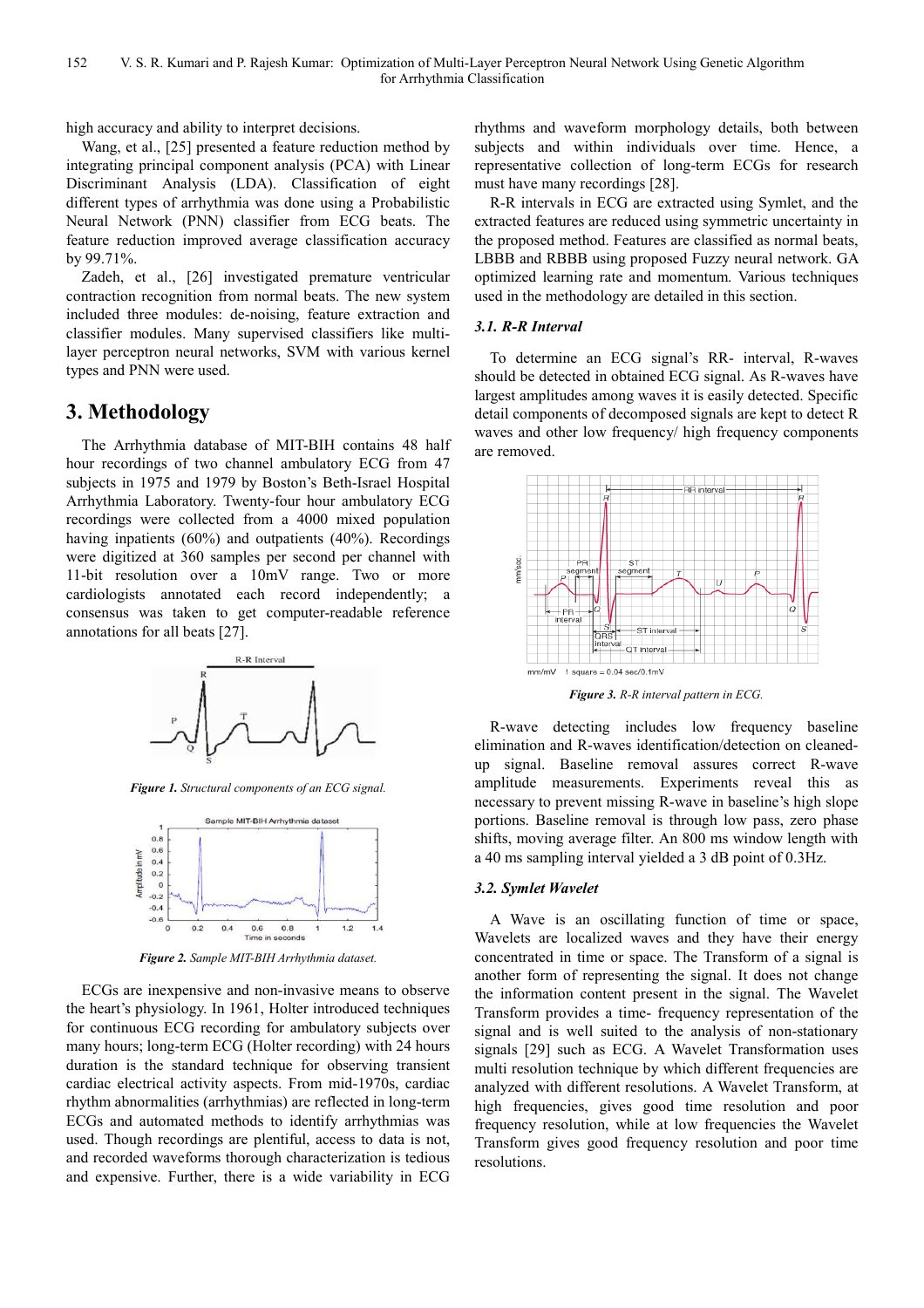high accuracy and ability to interpret decisions.

Wang, et al., [25] presented a feature reduction method by integrating principal component analysis (PCA) with Linear Discriminant Analysis (LDA). Classification of eight different types of arrhythmia was done using a Probabilistic Neural Network (PNN) classifier from ECG beats. The feature reduction improved average classification accuracy by 99.71%.

Zadeh, et al., [26] investigated premature ventricular contraction recognition from normal beats. The new system included three modules: de-noising, feature extraction and classifier modules. Many supervised classifiers like multi-layer perceptron neural networks, SVM with various kernel types and PNN were used.

# 3. Methodology

The Arrhythmia database of MIT-BIH contains 48 half hour recordings of two channel ambulatory ECG from 47 subjects in 1975 and 1979 by Boston's Beth-Israel Hospital Arrhythmia Laboratory. Twenty-four hour ambulatory ECG recordings were collected from a 4000 mixed population having inpatients (60%) and outpatients (40%). Recordings were digitized at 360 samples per second per channel with 11-bit resolution over a 10mV range. Two or more cardiologists annotated each record independently; a consensus was taken to get computer-readable reference annotations for all beats [27].

R-R Interval

R

P

T

Q

S

*Figure 1. Structural components of an ECG signal.*

Sample MIT-BIH Arrhythmia dataset

Amplitude in mV

Time in seconds

*Figure 2. Sample MIT-BIH Arrhythmia dataset.*

ECGs are inexpensive and non-invasive means to observe the heart's physiology. In 1961, Holter introduced techniques for continuous ECG recording for ambulatory subjects over many hours; long-term ECG (Holter recording) with 24 hours duration is the standard technique for observing transient cardiac electrical activity aspects. From mid-1970s, cardiac rhythm abnormalities (arrhythmias) are reflected in long-term ECGs and automated methods to identify arrhythmias was used. Though recordings are plentiful, access to data is not, and recorded waveforms thorough characterization is tedious and expensive. Further, there is a wide variability in ECG rhythms and waveform morphology details, both between subjects and within individuals over time. Hence, a representative collection of long-term ECGs for research must have many recordings [28].

R-R intervals in ECG are extracted using Symlet, and the extracted features are reduced using symmetric uncertainty in the proposed method. Features are classified as normal beats, LBBB and RBBB using proposed Fuzzy neural network. GA optimized learning rate and momentum. Various techniques used in the methodology are detailed in this section.

### 3.1. R-R Interval

To determine an ECG signal's RR- interval, R-waves should be detected in obtained ECG signal. As R-waves have largest amplitudes among waves it is easily detected. Specific detail components of decomposed signals are kept to detect R waves and other low frequency/ high frequency components are removed.

RR interval

PR segment

ST segment

PR interval

QRS interval

ST interval

QT interval

mm/mV 1 square = 0.04 sec/0.1mV

*Figure 3. R-R interval pattern in ECG.*

R-wave detecting includes low frequency baseline elimination and R-waves identification/detection on cleaned-up signal. Baseline removal assures correct R-wave amplitude measurements. Experiments reveal this as necessary to prevent missing R-wave in baseline's high slope portions. Baseline removal is through low pass, zero phase shifts, moving average filter. An 800 ms window length with a 40 ms sampling interval yielded a 3 dB point of 0.3Hz.

### 3.2. Symlet Wavelet

A Wave is an oscillating function of time or space, Wavelets are localized waves and they have their energy concentrated in time or space. The Transform of a signal is another form of representing the signal. It does not change the information content present in the signal. The Wavelet Transform provides a time- frequency representation of the signal and is well suited to the analysis of non-stationary signals [29] such as ECG. A Wavelet Transformation uses multi resolution technique by which different frequencies are analyzed with different resolutions. A Wavelet Transform, at high frequencies, gives good time resolution and poor frequency resolution, while at low frequencies the Wavelet Transform gives good frequency resolution and poor time resolutions.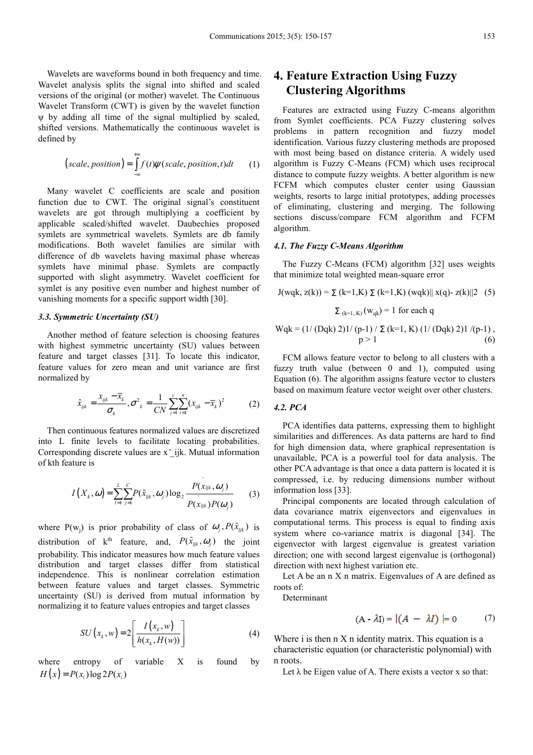Wavelets are waveforms bound in both frequency and time. Wavelet analysis splits the signal into shifted and scaled versions of the original (or mother) wavelet. The Continuous Wavelet Transform (CWT) is given by the wavelet function ψ by adding all time of the signal multiplied by scaled, shifted versions. Mathematically the continuous wavelet is defined by

$$(scale, position) = \int_{-\infty}^{+\infty} f(t)\psi(scale, position, t)dt \qquad (1)$$

Many wavelet C coefficients are scale and position function due to CWT. The original signal's constituent wavelets are got through multiplying a coefficient by applicable scaled/shifted wavelet. Daubechies proposed symlets are symmetrical wavelets. Symlets are db family modifications. Both wavelet families are similar with difference of db wavelets having maximal phase whereas symlets have minimal phase. Symlets are compactly supported with slight asymmetry. Wavelet coefficient for symlet is any positive even number and highest number of vanishing moments for a specific support width [30].

### 3.3. Symmetric Uncertainty (SU)

Another method of feature selection is choosing features with highest symmetric uncertainty (SU) values between feature and target classes [31]. To locate this indicator, feature values for zero mean and unit variance are first normalized by

$$\hat{x}_{ijk} = \frac{x_{ijk} - \bar{x}_k}{\sigma_k}, \sigma^2_k = \frac{1}{CN}\sum_{j=1}^{c}\sum_{i=1}^{n}(x_{ijk} - \bar{x}_k)^2 \qquad (2)$$

Then continuous features normalized values are discretized into L finite levels to facilitate locating probabilities. Corresponding discrete values are x˘_ijk. Mutual information of kth feature is

$$I(X_k, \omega) = \sum_{l=1}^{L}\sum_{j=1}^{C} P(\tilde{x}_{ljk}, \omega_j)\log_2\frac{P(\check{x}_{ljk}, \omega_j)}{P(\check{x}_{ljk})P(\omega_j)} \qquad (3)$$

where $P(w_j)$ is prior probability of class of $\omega_j$, $P(\tilde{x}_{ljk})$ is distribution of $k^{th}$ feature, and, $P(\tilde{x}_{ljk}, \omega_j)$ the joint probability. This indicator measures how much feature values distribution and target classes differ from statistical independence. This is nonlinear correlation estimation between feature values and target classes. Symmetric uncertainty (SU) is derived from mutual information by normalizing it to feature values entropies and target classes

$$SU(x_k, w) = 2\left[\frac{I(x_k, w)}{h(x_k, H(w))}\right] \qquad (4)$$

where entropy of variable X is found by $H(x) = P(x_i)\log 2P(x_i)$

## 4. Feature Extraction Using Fuzzy Clustering Algorithms

Features are extracted using Fuzzy C-means algorithm from Symlet coefficients. PCA Fuzzy clustering solves problems in pattern recognition and fuzzy model identification. Various fuzzy clustering methods are proposed with most being based on distance criteria. A widely used algorithm is Fuzzy C-Means (FCM) which uses reciprocal distance to compute fuzzy weights. A better algorithm is new FCFM which computes cluster center using Gaussian weights, resorts to large initial prototypes, adding processes of eliminating, clustering and merging. The following sections discuss/compare FCM algorithm and FCFM algorithm.

### 4.1. The Fuzzy C-Means Algorithm

The Fuzzy C-Means (FCM) algorithm [32] uses weights that minimize total weighted mean-square error

J(wqk, z(k)) = Σ (k=1,K) Σ (k=1,K) (wqk)|| x(q)- z(k)||2 (5)

$\Sigma_{(k=1, K)} (w_{qk}) = 1$ for each q

Wqk = (1/ (Dqk) 2)1/ (p-1) / Σ (k=1, K) (1/ (Dqk) 2)1 /(p-1) , p > 1 (6)

FCM allows feature vector to belong to all clusters with a fuzzy truth value (between 0 and 1), computed using Equation (6). The algorithm assigns feature vector to clusters based on maximum feature vector weight over other clusters.

### 4.2. PCA

PCA identifies data patterns, expressing them to highlight similarities and differences. As data patterns are hard to find for high dimension data, where graphical representation is unavailable, PCA is a powerful tool for data analysis. The other PCA advantage is that once a data pattern is located it is compressed, i.e. by reducing dimensions number without information loss [33].

Principal components are located through calculation of data covariance matrix eigenvectors and eigenvalues in computational terms. This process is equal to finding axis system where co-variance matrix is diagonal [34]. The eigenvector with largest eigenvalue is greatest variation direction; one with second largest eigenvalue is (orthogonal) direction with next highest variation etc.

Let A be an n X n matrix. Eigenvalues of A are defined as roots of:

Determinant

$$(A - \lambda I) = |(A - \lambda I)| = 0 \qquad (7)$$

Where i is then n X n identity matrix. This equation is a characteristic equation (or characteristic polynomial) with n roots.

Let λ be Eigen value of A. There exists a vector x so that: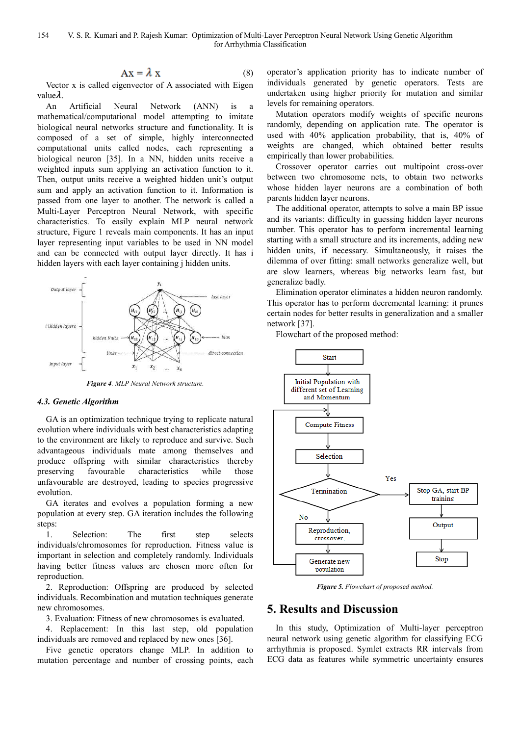$$Ax = \lambda x \tag{8}$$

Vector x is called eigenvector of A associated with Eigen value $\lambda$.

An Artificial Neural Network (ANN) is a mathematical/computational model attempting to imitate biological neural networks structure and functionality. It is composed of a set of simple, highly interconnected computational units called nodes, each representing a biological neuron [35]. In a NN, hidden units receive a weighted inputs sum applying an activation function to it. Then, output units receive a weighted hidden unit's output sum and apply an activation function to it. Information is passed from one layer to another. The network is called a Multi-Layer Perceptron Neural Network, with specific characteristics. To easily explain MLP neural network structure, Figure 1 reveals main components. It has an input layer representing input variables to be used in NN model and can be connected with output layer directly. It has i hidden layers with each layer containing j hidden units.

Output layer
i Hidden layers
Input layer
$y_i$
last layer
$H_{i1}$ $H_{i2}$ $H_{ij}$ $H_{i0}$
hidden Units
$H_{11}$ $H_{12}$ ... $H_{1j}$ $H_{10}$
bias
links
direct connection
$x_1$ $x_2$ ... $x_n$

*Figure 4. MLP Neural Network structure.*

### 4.3. Genetic Algorithm

GA is an optimization technique trying to replicate natural evolution where individuals with best characteristics adapting to the environment are likely to reproduce and survive. Such advantageous individuals mate among themselves and produce offspring with similar characteristics thereby preserving favourable characteristics while those unfavourable are destroyed, leading to species progressive evolution.

GA iterates and evolves a population forming a new population at every step. GA iteration includes the following steps:

1. Selection: The first step selects individuals/chromosomes for reproduction. Fitness value is important in selection and completely randomly. Individuals having better fitness values are chosen more often for reproduction.
2. Reproduction: Offspring are produced by selected individuals. Recombination and mutation techniques generate new chromosomes.
3. Evaluation: Fitness of new chromosomes is evaluated.
4. Replacement: In this last step, old population individuals are removed and replaced by new ones [36].

Five genetic operators change MLP. In addition to mutation percentage and number of crossing points, each operator's application priority has to indicate number of individuals generated by genetic operators. Tests are undertaken using higher priority for mutation and similar levels for remaining operators.

Mutation operators modify weights of specific neurons randomly, depending on application rate. The operator is used with 40% application probability, that is, 40% of weights are changed, which obtained better results empirically than lower probabilities.

Crossover operator carries out multipoint cross-over between two chromosome nets, to obtain two networks whose hidden layer neurons are a combination of both parents hidden layer neurons.

The additional operator, attempts to solve a main BP issue and its variants: difficulty in guessing hidden layer neurons number. This operator has to perform incremental learning starting with a small structure and its increments, adding new hidden units, if necessary. Simultaneously, it raises the dilemma of over fitting: small networks generalize well, but are slow learners, whereas big networks learn fast, but generalize badly.

Elimination operator eliminates a hidden neuron randomly. This operator has to perform decremental learning: it prunes certain nodes for better results in generalization and a smaller network [37].

Flowchart of the proposed method:

Start
Initial Population with different set of Learning and Momentum
Compute Fitness
Selection
Termination
Yes
No
Stop GA, start BP training
Output
Stop
Reproduction, crossover,
Generate new population

*Figure 5. Flowchart of proposed method.*

## 5. Results and Discussion

In this study, Optimization of Multi-layer perceptron neural network using genetic algorithm for classifying ECG arrhythmia is proposed. Symlet extracts RR intervals from ECG data as features while symmetric uncertainty ensures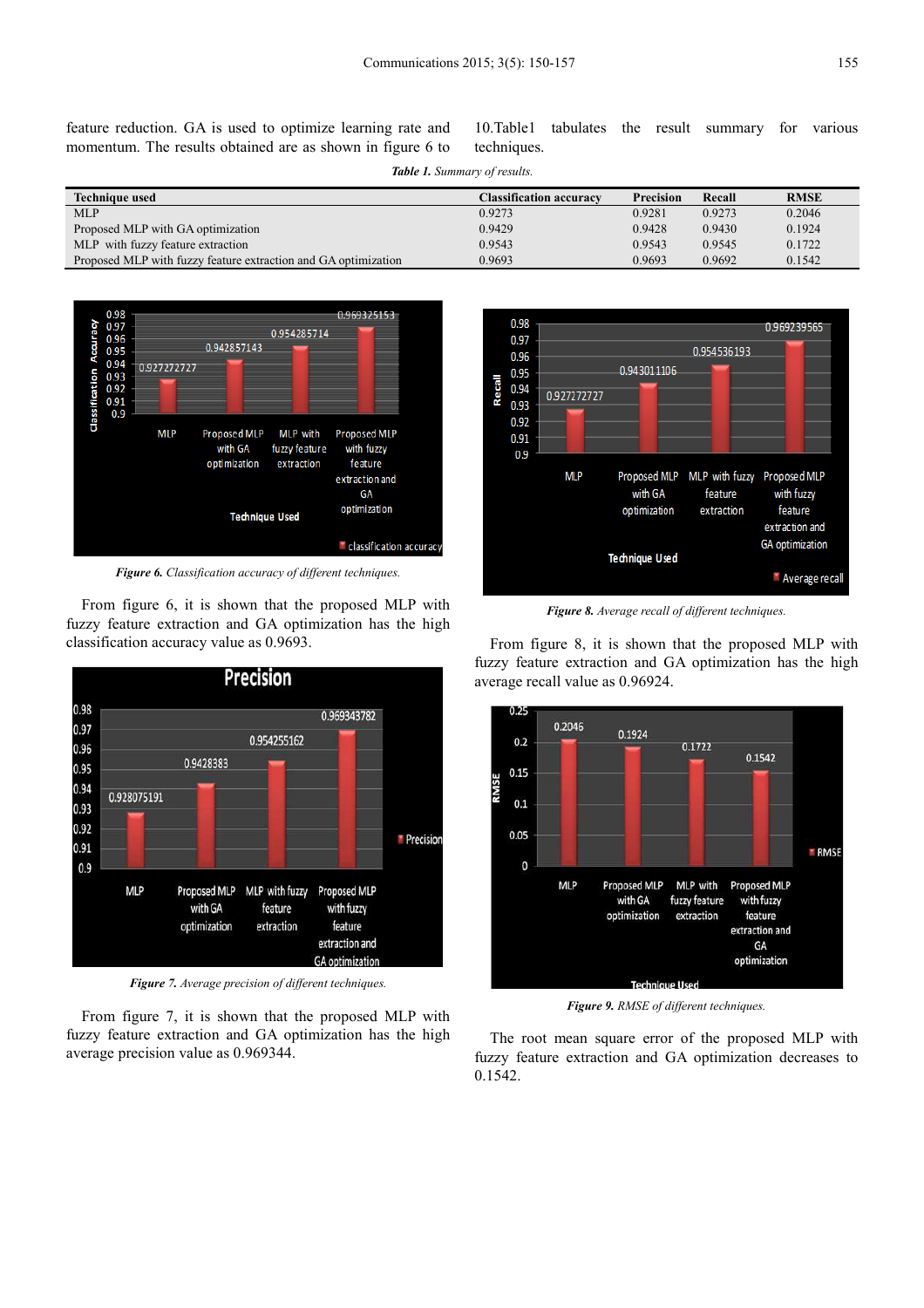feature reduction. GA is used to optimize learning rate and momentum. The results obtained are as shown in figure 6 to 10.Table1 tabulates the result summary for various techniques.

*Table 1. Summary of results.*

| Technique used | Classification accuracy | Precision | Recall | RMSE |
|---|---|---|---|---|
| MLP | 0.9273 | 0.9281 | 0.9273 | 0.2046 |
| Proposed MLP with GA optimization | 0.9429 | 0.9428 | 0.9430 | 0.1924 |
| MLP with fuzzy feature extraction | 0.9543 | 0.9543 | 0.9545 | 0.1722 |
| Proposed MLP with fuzzy feature extraction and GA optimization | 0.9693 | 0.9693 | 0.9692 | 0.1542 |

Classification Accuracy
0.98
0.97
0.96
0.95
0.94
0.93
0.92
0.91
0.9
0.927272727
0.942857143
0.954285714
0.969325153
MLP
Proposed MLP with GA optimization
MLP with fuzzy feature extraction
Proposed MLP with fuzzy feature extraction and GA optimization
Technique Used
classification accuracy

***Figure 6.*** *Classification accuracy of different techniques.*

From figure 6, it is shown that the proposed MLP with fuzzy feature extraction and GA optimization has the high classification accuracy value as 0.9693.

Precision
0.98
0.97
0.96
0.95
0.94
0.93
0.92
0.91
0.9
0.928075191
0.9428383
0.954255162
0.969343782
MLP
Proposed MLP with GA optimization
MLP with fuzzy feature extraction
Proposed MLP with fuzzy feature extraction and GA optimization
Precision

***Figure 7.*** *Average precision of different techniques.*

From figure 7, it is shown that the proposed MLP with fuzzy feature extraction and GA optimization has the high average precision value as 0.969344.

Recall
0.98
0.97
0.96
0.95
0.94
0.93
0.92
0.91
0.9
0.927272727
0.943011106
0.954536193
0.969239565
MLP
Proposed MLP with GA optimization
MLP with fuzzy feature extraction
Proposed MLP with fuzzy feature extraction and GA optimization
Technique Used
Average recall

***Figure 8.*** *Average recall of different techniques.*

From figure 8, it is shown that the proposed MLP with fuzzy feature extraction and GA optimization has the high average recall value as 0.96924.

RMSE
0.25
0.2
0.15
0.1
0.05
0
0.2046
0.1924
0.1722
0.1542
MLP
Proposed MLP with GA optimization
MLP with fuzzy feature extraction
Proposed MLP with fuzzy feature extraction and GA optimization
Technique Used
RMSE

***Figure 9.*** *RMSE of different techniques.*

The root mean square error of the proposed MLP with fuzzy feature extraction and GA optimization decreases to 0.1542.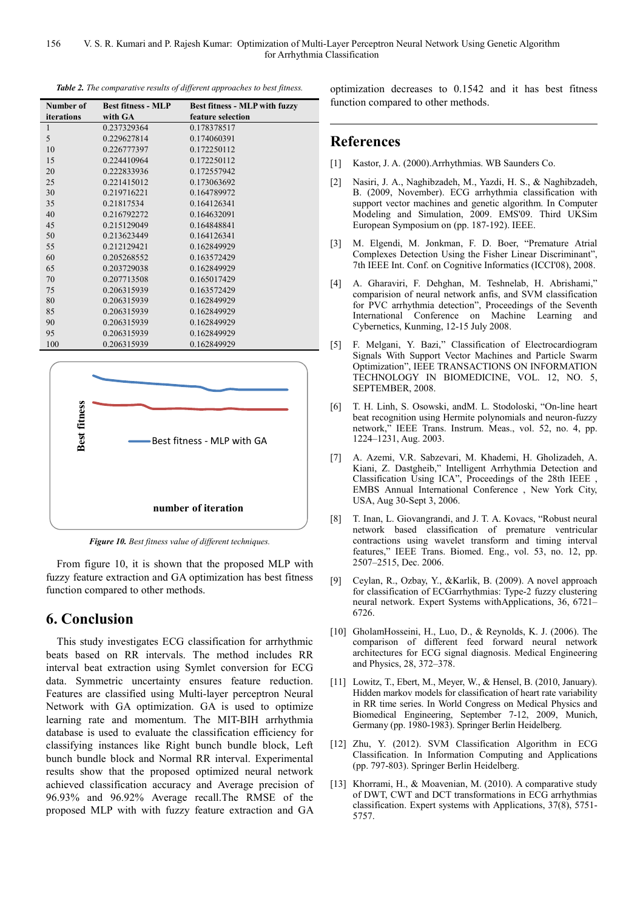*Table 2. The comparative results of different approaches to best fitness.*

| Number of iterations | Best fitness - MLP with GA | Best fitness - MLP with fuzzy feature selection |
|---|---|---|
| 1 | 0.237329364 | 0.178378517 |
| 5 | 0.229627814 | 0.174060391 |
| 10 | 0.226777397 | 0.172250112 |
| 15 | 0.224410964 | 0.172250112 |
| 20 | 0.222833936 | 0.172557942 |
| 25 | 0.221415012 | 0.173063692 |
| 30 | 0.219716221 | 0.164789972 |
| 35 | 0.21817534 | 0.164126341 |
| 40 | 0.216792272 | 0.164632091 |
| 45 | 0.215129049 | 0.164848841 |
| 50 | 0.213623449 | 0.164126341 |
| 55 | 0.212129421 | 0.162849929 |
| 60 | 0.205268552 | 0.163572429 |
| 65 | 0.203729038 | 0.162849929 |
| 70 | 0.207713508 | 0.165017429 |
| 75 | 0.206315939 | 0.163572429 |
| 80 | 0.206315939 | 0.162849929 |
| 85 | 0.206315939 | 0.162849929 |
| 90 | 0.206315939 | 0.162849929 |
| 95 | 0.206315939 | 0.162849929 |
| 100 | 0.206315939 | 0.162849929 |

Best fitness

Best fitness - MLP with GA

number of iteration

*Figure 10. Best fitness value of different techniques.*

From figure 10, it is shown that the proposed MLP with fuzzy feature extraction and GA optimization has best fitness function compared to other methods.

## 6. Conclusion

This study investigates ECG classification for arrhythmic beats based on RR intervals. The method includes RR interval beat extraction using Symlet conversion for ECG data. Symmetric uncertainty ensures feature reduction. Features are classified using Multi-layer perceptron Neural Network with GA optimization. GA is used to optimize learning rate and momentum. The MIT-BIH arrhythmia database is used to evaluate the classification efficiency for classifying instances like Right bunch bundle block, Left bunch bundle block and Normal RR interval. Experimental results show that the proposed optimized neural network achieved classification accuracy and Average precision of 96.93% and 96.92% Average recall.The RMSE of the proposed MLP with with fuzzy feature extraction and GA optimization decreases to 0.1542 and it has best fitness function compared to other methods.

## References

[1] Kastor, J. A. (2000).Arrhythmias. WB Saunders Co.

[2] Nasiri, J. A., Naghibzadeh, M., Yazdi, H. S., & Naghibzadeh, B. (2009, November). ECG arrhythmia classification with support vector machines and genetic algorithm. In Computer Modeling and Simulation, 2009. EMS'09. Third UKSim European Symposium on (pp. 187-192). IEEE.

[3] M. Elgendi, M. Jonkman, F. D. Boer, "Premature Atrial Complexes Detection Using the Fisher Linear Discriminant", 7th IEEE Int. Conf. on Cognitive Informatics (ICCI'08), 2008.

[4] A. Gharaviri, F. Dehghan, M. Teshnelab, H. Abrishami," comparision of neural network anfis, and SVM classification for PVC arrhythmia detection", Proceedings of the Seventh International Conference on Machine Learning and Cybernetics, Kunming, 12-15 July 2008.

[5] F. Melgani, Y. Bazi," Classification of Electrocardiogram Signals With Support Vector Machines and Particle Swarm Optimization", IEEE TRANSACTIONS ON INFORMATION TECHNOLOGY IN BIOMEDICINE, VOL. 12, NO. 5, SEPTEMBER, 2008.

[6] T. H. Linh, S. Osowski, andM. L. Stodoloski, "On-line heart beat recognition using Hermite polynomials and neuron-fuzzy network," IEEE Trans. Instrum. Meas., vol. 52, no. 4, pp. 1224–1231, Aug. 2003.

[7] A. Azemi, V.R. Sabzevari, M. Khademi, H. Gholizadeh, A. Kiani, Z. Dastgheib," Intelligent Arrhythmia Detection and Classification Using ICA", Proceedings of the 28th IEEE , EMBS Annual International Conference , New York City, USA, Aug 30-Sept 3, 2006.

[8] T. Inan, L. Giovangrandi, and J. T. A. Kovacs, "Robust neural network based classification of premature ventricular contractions using wavelet transform and timing interval features," IEEE Trans. Biomed. Eng., vol. 53, no. 12, pp. 2507–2515, Dec. 2006.

[9] Ceylan, R., Ozbay, Y., &Karlik, B. (2009). A novel approach for classification of ECGarrhythmias: Type-2 fuzzy clustering neural network. Expert Systems withApplications, 36, 6721–6726.

[10] GholamHosseini, H., Luo, D., & Reynolds, K. J. (2006). The comparison of different feed forward neural network architectures for ECG signal diagnosis. Medical Engineering and Physics, 28, 372–378.

[11] Lowitz, T., Ebert, M., Meyer, W., & Hensel, B. (2010, January). Hidden markov models for classification of heart rate variability in RR time series. In World Congress on Medical Physics and Biomedical Engineering, September 7-12, 2009, Munich, Germany (pp. 1980-1983). Springer Berlin Heidelberg.

[12] Zhu, Y. (2012). SVM Classification Algorithm in ECG Classification. In Information Computing and Applications (pp. 797-803). Springer Berlin Heidelberg.

[13] Khorrami, H., & Moavenian, M. (2010). A comparative study of DWT, CWT and DCT transformations in ECG arrhythmias classification. Expert systems with Applications, 37(8), 5751-5757.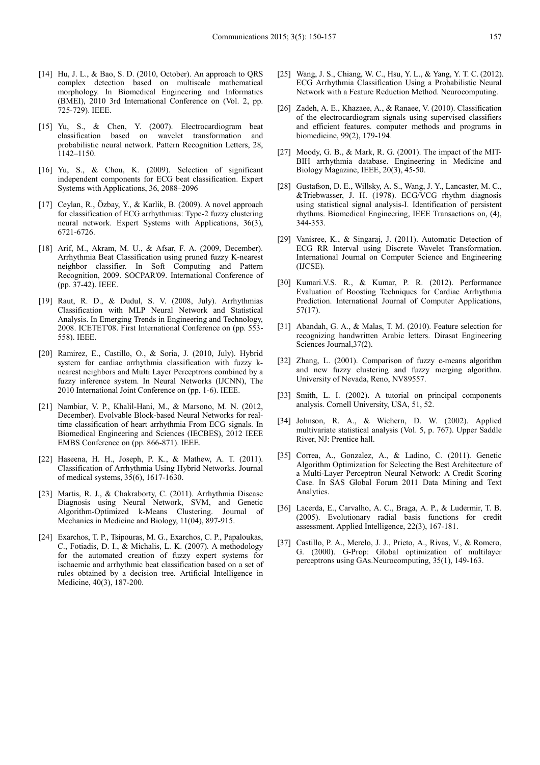[14] Hu, J. L., & Bao, S. D. (2010, October). An approach to QRS complex detection based on multiscale mathematical morphology. In Biomedical Engineering and Informatics (BMEI), 2010 3rd International Conference on (Vol. 2, pp. 725-729). IEEE.

[15] Yu, S., & Chen, Y. (2007). Electrocardiogram beat classification based on wavelet transformation and probabilistic neural network. Pattern Recognition Letters, 28, 1142–1150.

[16] Yu, S., & Chou, K. (2009). Selection of significant independent components for ECG beat classification. Expert Systems with Applications, 36, 2088–2096

[17] Ceylan, R., Özbay, Y., & Karlik, B. (2009). A novel approach for classification of ECG arrhythmias: Type-2 fuzzy clustering neural network. Expert Systems with Applications, 36(3), 6721-6726.

[18] Arif, M., Akram, M. U., & Afsar, F. A. (2009, December). Arrhythmia Beat Classification using pruned fuzzy K-nearest neighbor classifier. In Soft Computing and Pattern Recognition, 2009. SOCPAR'09. International Conference of (pp. 37-42). IEEE.

[19] Raut, R. D., & Dudul, S. V. (2008, July). Arrhythmias Classification with MLP Neural Network and Statistical Analysis. In Emerging Trends in Engineering and Technology, 2008. ICETET'08. First International Conference on (pp. 553-558). IEEE.

[20] Ramirez, E., Castillo, O., & Soria, J. (2010, July). Hybrid system for cardiac arrhythmia classification with fuzzy k-nearest neighbors and Multi Layer Perceptrons combined by a fuzzy inference system. In Neural Networks (IJCNN), The 2010 International Joint Conference on (pp. 1-6). IEEE.

[21] Nambiar, V. P., Khalil-Hani, M., & Marsono, M. N. (2012, December). Evolvable Block-based Neural Networks for real-time classification of heart arrhythmia From ECG signals. In Biomedical Engineering and Sciences (IECBES), 2012 IEEE EMBS Conference on (pp. 866-871). IEEE.

[22] Haseena, H. H., Joseph, P. K., & Mathew, A. T. (2011). Classification of Arrhythmia Using Hybrid Networks. Journal of medical systems, 35(6), 1617-1630.

[23] Martis, R. J., & Chakraborty, C. (2011). Arrhythmia Disease Diagnosis using Neural Network, SVM, and Genetic Algorithm-Optimized k-Means Clustering. Journal of Mechanics in Medicine and Biology, 11(04), 897-915.

[24] Exarchos, T. P., Tsipouras, M. G., Exarchos, C. P., Papaloukas, C., Fotiadis, D. I., & Michalis, L. K. (2007). A methodology for the automated creation of fuzzy expert systems for ischaemic and arrhythmic beat classification based on a set of rules obtained by a decision tree. Artificial Intelligence in Medicine, 40(3), 187-200.

[25] Wang, J. S., Chiang, W. C., Hsu, Y. L., & Yang, Y. T. C. (2012). ECG Arrhythmia Classification Using a Probabilistic Neural Network with a Feature Reduction Method. Neurocomputing.

[26] Zadeh, A. E., Khazaee, A., & Ranaee, V. (2010). Classification of the electrocardiogram signals using supervised classifiers and efficient features. computer methods and programs in biomedicine, 99(2), 179-194.

[27] Moody, G. B., & Mark, R. G. (2001). The impact of the MIT-BIH arrhythmia database. Engineering in Medicine and Biology Magazine, IEEE, 20(3), 45-50.

[28] Gustafson, D. E., Willsky, A. S., Wang, J. Y., Lancaster, M. C., &Triebwasser, J. H. (1978). ECG/VCG rhythm diagnosis using statistical signal analysis-I. Identification of persistent rhythms. Biomedical Engineering, IEEE Transactions on, (4), 344-353.

[29] Vanisree, K., & Singaraj, J. (2011). Automatic Detection of ECG RR Interval using Discrete Wavelet Transformation. International Journal on Computer Science and Engineering (IJCSE).

[30] Kumari.V.S. R., & Kumar, P. R. (2012). Performance Evaluation of Boosting Techniques for Cardiac Arrhythmia Prediction. International Journal of Computer Applications, 57(17).

[31] Abandah, G. A., & Malas, T. M. (2010). Feature selection for recognizing handwritten Arabic letters. Dirasat Engineering Sciences Journal,37(2).

[32] Zhang, L. (2001). Comparison of fuzzy c-means algorithm and new fuzzy clustering and fuzzy merging algorithm. University of Nevada, Reno, NV89557.

[33] Smith, L. I. (2002). A tutorial on principal components analysis. Cornell University, USA, 51, 52.

[34] Johnson, R. A., & Wichern, D. W. (2002). Applied multivariate statistical analysis (Vol. 5, p. 767). Upper Saddle River, NJ: Prentice hall.

[35] Correa, A., Gonzalez, A., & Ladino, C. (2011). Genetic Algorithm Optimization for Selecting the Best Architecture of a Multi-Layer Perceptron Neural Network: A Credit Scoring Case. In SAS Global Forum 2011 Data Mining and Text Analytics.

[36] Lacerda, E., Carvalho, A. C., Braga, A. P., & Ludermir, T. B. (2005). Evolutionary radial basis functions for credit assessment. Applied Intelligence, 22(3), 167-181.

[37] Castillo, P. A., Merelo, J. J., Prieto, A., Rivas, V., & Romero, G. (2000). G-Prop: Global optimization of multilayer perceptrons using GAs.Neurocomputing, 35(1), 149-163.